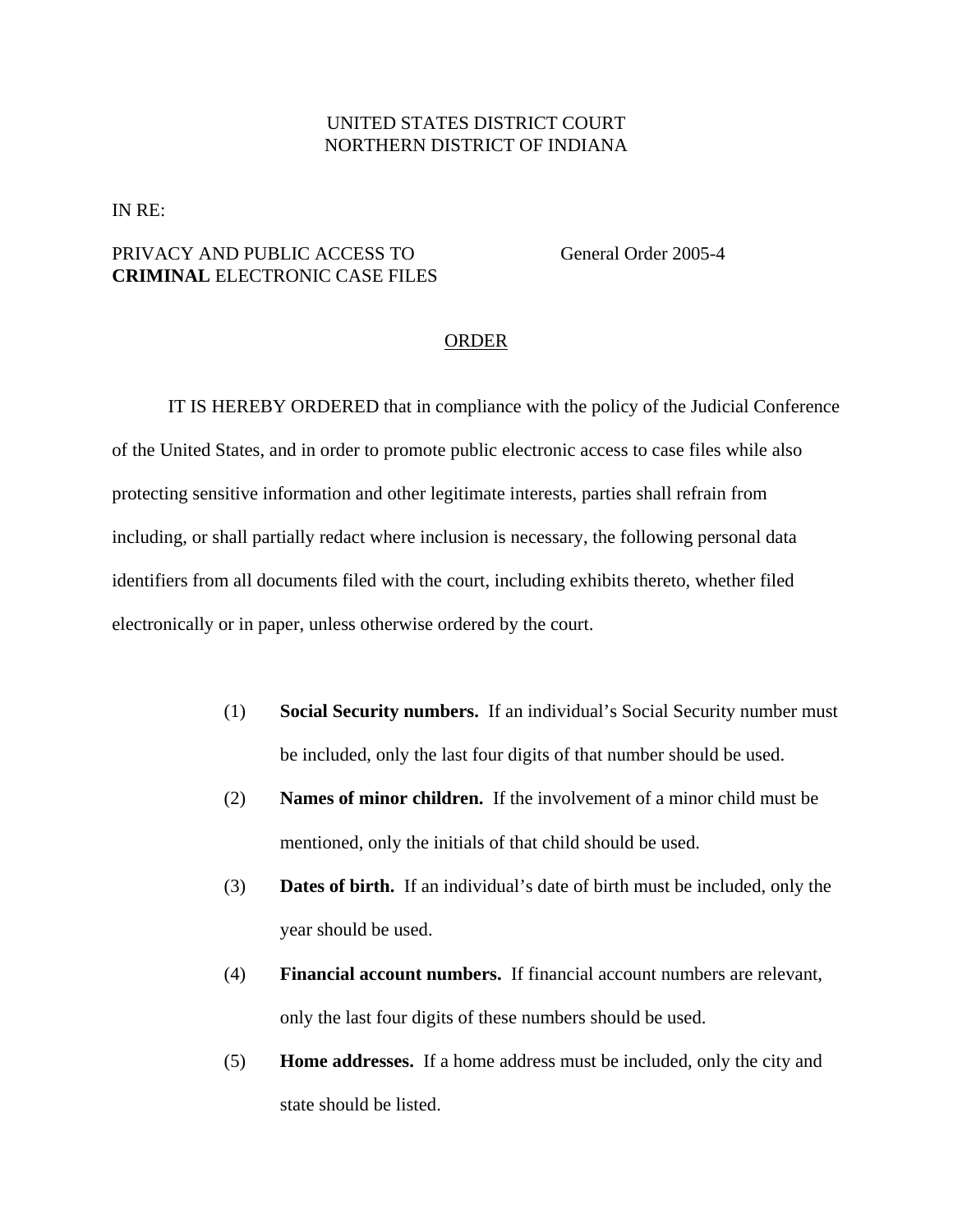UNITED STATES DISTRICT COURT
NORTHERN DISTRICT OF INDIANA

IN RE:

PRIVACY AND PUBLIC ACCESS TO **CRIMINAL** ELECTRONIC CASE FILES

General Order 2005-4

ORDER

IT IS HEREBY ORDERED that in compliance with the policy of the Judicial Conference of the United States, and in order to promote public electronic access to case files while also protecting sensitive information and other legitimate interests, parties shall refrain from including, or shall partially redact where inclusion is necessary, the following personal data identifiers from all documents filed with the court, including exhibits thereto, whether filed electronically or in paper, unless otherwise ordered by the court.

(1) **Social Security numbers.** If an individual's Social Security number must be included, only the last four digits of that number should be used.

(2) **Names of minor children.** If the involvement of a minor child must be mentioned, only the initials of that child should be used.

(3) **Dates of birth.** If an individual's date of birth must be included, only the year should be used.

(4) **Financial account numbers.** If financial account numbers are relevant, only the last four digits of these numbers should be used.

(5) **Home addresses.** If a home address must be included, only the city and state should be listed.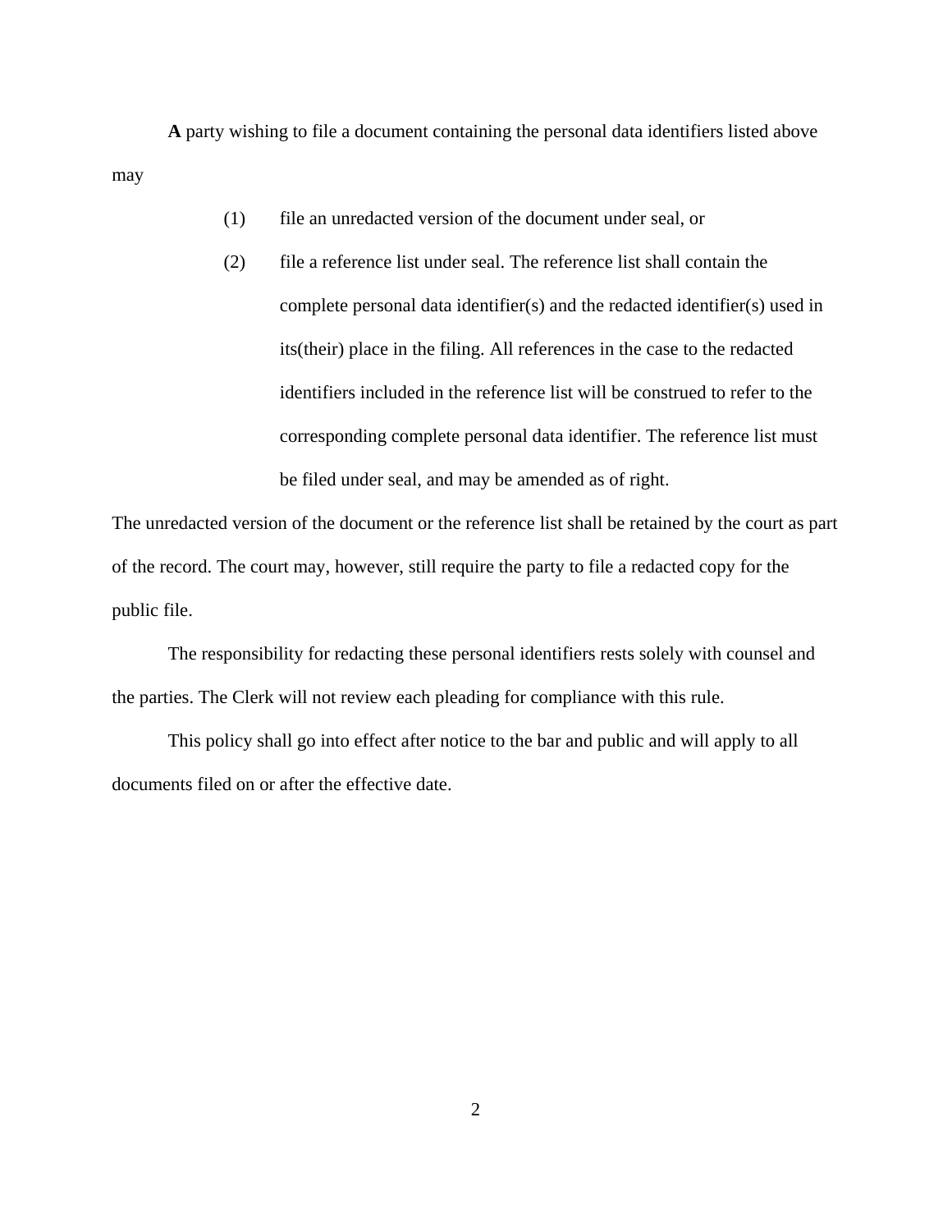**A** party wishing to file a document containing the personal data identifiers listed above may

(1) file an unredacted version of the document under seal, or

(2) file a reference list under seal. The reference list shall contain the complete personal data identifier(s) and the redacted identifier(s) used in its(their) place in the filing. All references in the case to the redacted identifiers included in the reference list will be construed to refer to the corresponding complete personal data identifier. The reference list must be filed under seal, and may be amended as of right.

The unredacted version of the document or the reference list shall be retained by the court as part of the record. The court may, however, still require the party to file a redacted copy for the public file.

The responsibility for redacting these personal identifiers rests solely with counsel and the parties. The Clerk will not review each pleading for compliance with this rule.

This policy shall go into effect after notice to the bar and public and will apply to all documents filed on or after the effective date.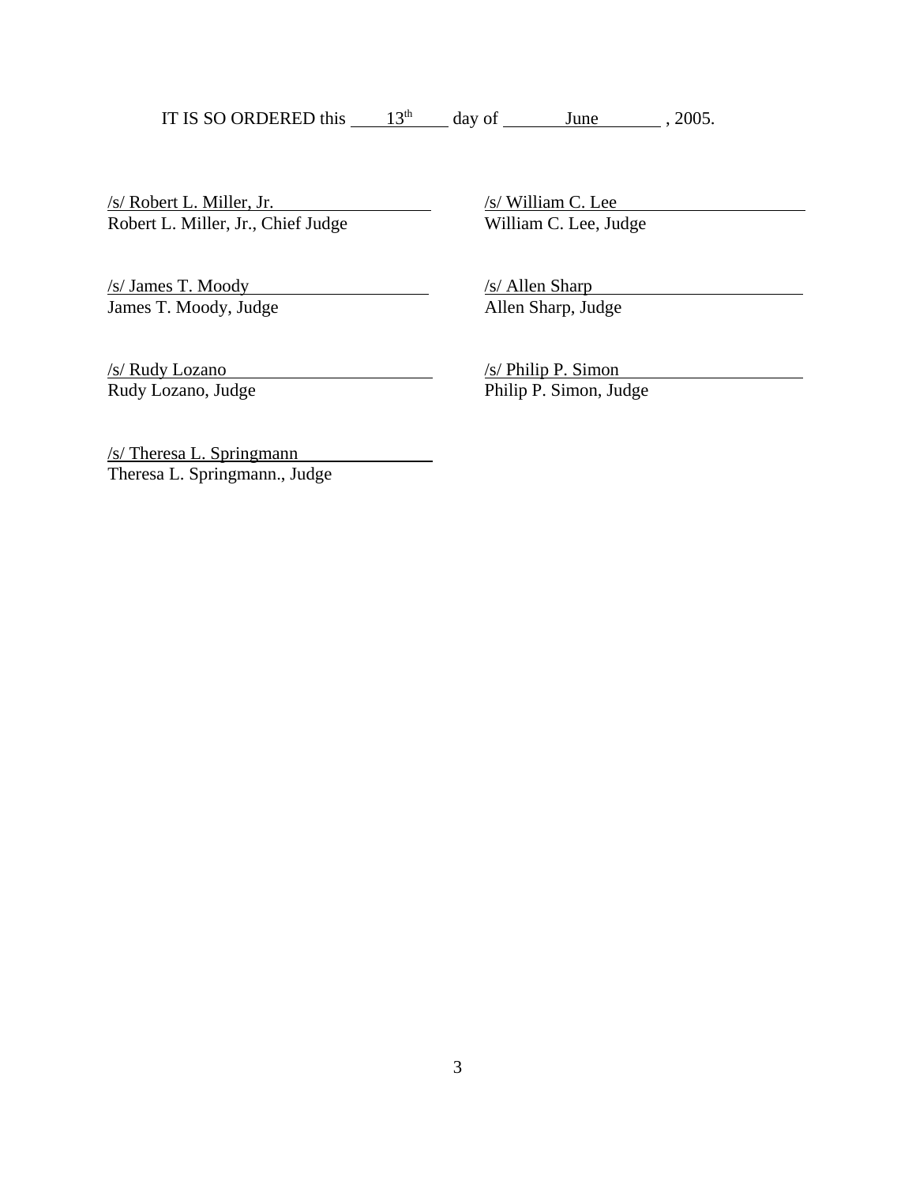IT IS SO ORDERED this 13th day of June, 2005.

/s/ Robert L. Miller, Jr.
Robert L. Miller, Jr., Chief Judge

/s/ William C. Lee
William C. Lee, Judge

/s/ James T. Moody
James T. Moody, Judge

/s/ Allen Sharp
Allen Sharp, Judge

/s/ Rudy Lozano
Rudy Lozano, Judge

/s/ Philip P. Simon
Philip P. Simon, Judge

/s/ Theresa L. Springmann
Theresa L. Springmann., Judge